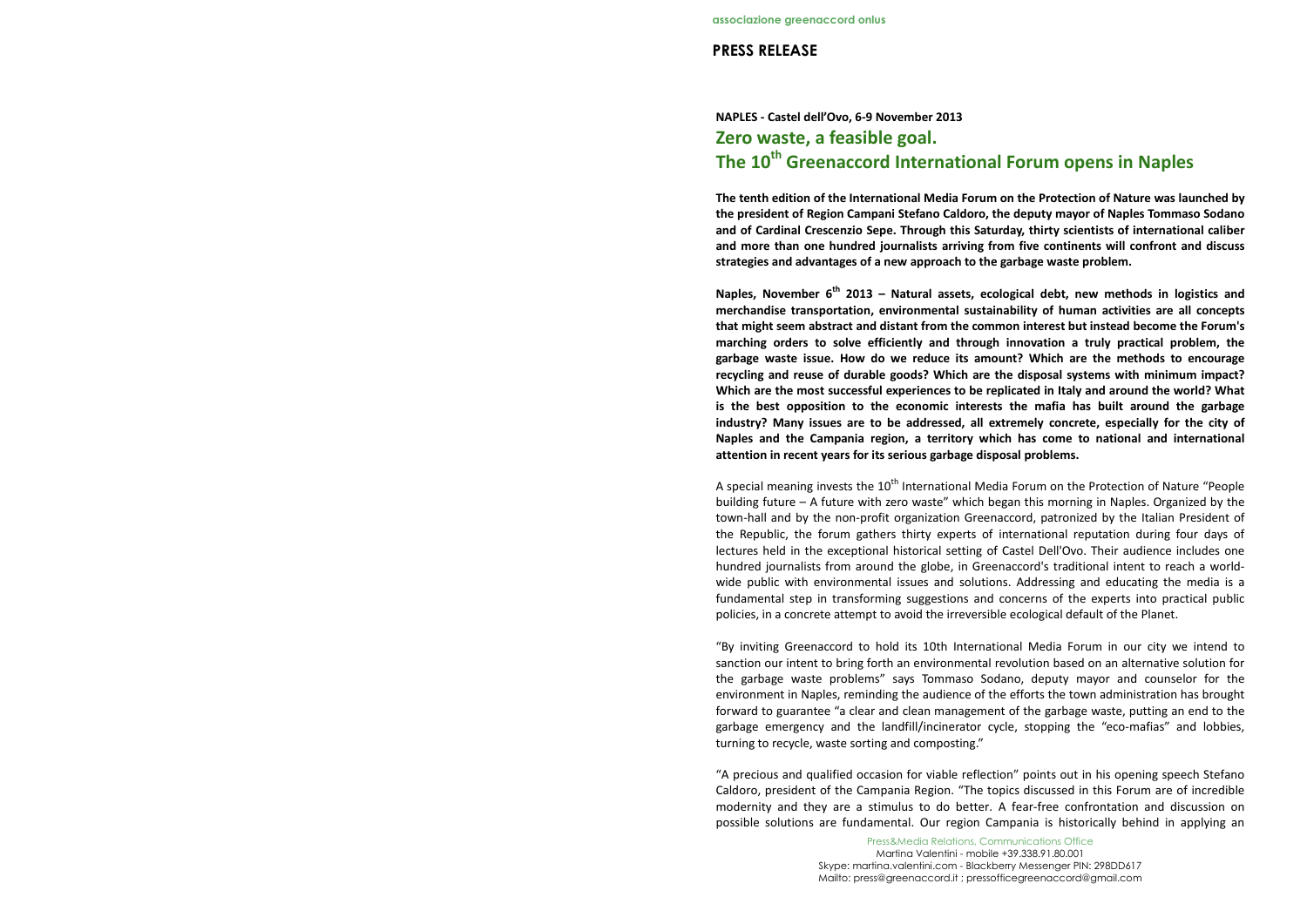associazione greenaccord onlus

## PRESS RELEASE

**NAPLES - Castel dell'Ovo, 6-9 November 2013**

# Zero waste, a feasible goal.
# The 10th Greenaccord International Forum opens in Naples

**The tenth edition of the International Media Forum on the Protection of Nature was launched by the president of Region Campani Stefano Caldoro, the deputy mayor of Naples Tommaso Sodano and of Cardinal Crescenzio Sepe. Through this Saturday, thirty scientists of international caliber and more than one hundred journalists arriving from five continents will confront and discuss strategies and advantages of a new approach to the garbage waste problem.**

**Naples, November 6th 2013 – Natural assets, ecological debt, new methods in logistics and merchandise transportation, environmental sustainability of human activities are all concepts that might seem abstract and distant from the common interest but instead become the Forum's marching orders to solve efficiently and through innovation a truly practical problem, the garbage waste issue. How do we reduce its amount? Which are the methods to encourage recycling and reuse of durable goods? Which are the disposal systems with minimum impact? Which are the most successful experiences to be replicated in Italy and around the world? What is the best opposition to the economic interests the mafia has built around the garbage industry? Many issues are to be addressed, all extremely concrete, especially for the city of Naples and the Campania region, a territory which has come to national and international attention in recent years for its serious garbage disposal problems.**

A special meaning invests the 10th International Media Forum on the Protection of Nature "People building future – A future with zero waste" which began this morning in Naples. Organized by the town-hall and by the non-profit organization Greenaccord, patronized by the Italian President of the Republic, the forum gathers thirty experts of international reputation during four days of lectures held in the exceptional historical setting of Castel Dell'Ovo. Their audience includes one hundred journalists from around the globe, in Greenaccord's traditional intent to reach a world-wide public with environmental issues and solutions. Addressing and educating the media is a fundamental step in transforming suggestions and concerns of the experts into practical public policies, in a concrete attempt to avoid the irreversible ecological default of the Planet.

"By inviting Greenaccord to hold its 10th International Media Forum in our city we intend to sanction our intent to bring forth an environmental revolution based on an alternative solution for the garbage waste problems" says Tommaso Sodano, deputy mayor and counselor for the environment in Naples, reminding the audience of the efforts the town administration has brought forward to guarantee "a clear and clean management of the garbage waste, putting an end to the garbage emergency and the landfill/incinerator cycle, stopping the "eco-mafias" and lobbies, turning to recycle, waste sorting and composting."

"A precious and qualified occasion for viable reflection" points out in his opening speech Stefano Caldoro, president of the Campania Region. "The topics discussed in this Forum are of incredible modernity and they are a stimulus to do better. A fear-free confrontation and discussion on possible solutions are fundamental. Our region Campania is historically behind in applying an

Press&Media Relations, Communications Office
Martina Valentini - mobile +39.338.91.80.001
Skype: martina.valentini.com - Blackberry Messenger PIN: 298DD617
Mailto: press@greenaccord.it ; pressofficegreenaccord@gmail.com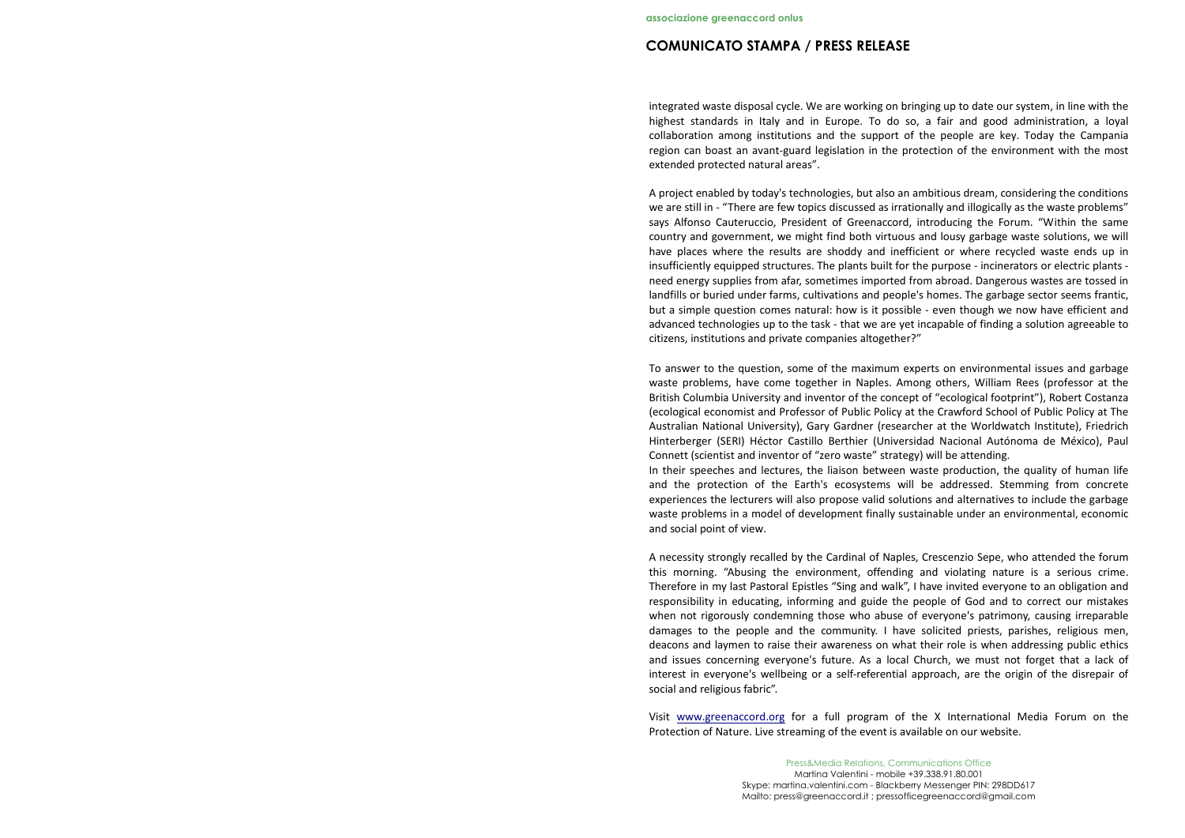integrated waste disposal cycle. We are working on bringing up to date our system, in line with the highest standards in Italy and in Europe. To do so, a fair and good administration, a loyal collaboration among institutions and the support of the people are key. Today the Campania region can boast an avant-guard legislation in the protection of the environment with the most extended protected natural areas".

A project enabled by today's technologies, but also an ambitious dream, considering the conditions we are still in - "There are few topics discussed as irrationally and illogically as the waste problems" says Alfonso Cauteruccio, President of Greenaccord, introducing the Forum. "Within the same country and government, we might find both virtuous and lousy garbage waste solutions, we will have places where the results are shoddy and inefficient or where recycled waste ends up in insufficiently equipped structures. The plants built for the purpose - incinerators or electric plants - need energy supplies from afar, sometimes imported from abroad. Dangerous wastes are tossed in landfills or buried under farms, cultivations and people's homes. The garbage sector seems frantic, but a simple question comes natural: how is it possible - even though we now have efficient and advanced technologies up to the task - that we are yet incapable of finding a solution agreeable to citizens, institutions and private companies altogether?"

To answer to the question, some of the maximum experts on environmental issues and garbage waste problems, have come together in Naples. Among others, William Rees (professor at the British Columbia University and inventor of the concept of "ecological footprint"), Robert Costanza (ecological economist and Professor of Public Policy at the Crawford School of Public Policy at The Australian National University), Gary Gardner (researcher at the Worldwatch Institute), Friedrich Hinterberger (SERI) Héctor Castillo Berthier (Universidad Nacional Autónoma de México), Paul Connett (scientist and inventor of "zero waste" strategy) will be attending.
In their speeches and lectures, the liaison between waste production, the quality of human life and the protection of the Earth's ecosystems will be addressed. Stemming from concrete experiences the lecturers will also propose valid solutions and alternatives to include the garbage waste problems in a model of development finally sustainable under an environmental, economic and social point of view.

A necessity strongly recalled by the Cardinal of Naples, Crescenzio Sepe, who attended the forum this morning. "Abusing the environment, offending and violating nature is a serious crime. Therefore in my last Pastoral Epistles "Sing and walk", I have invited everyone to an obligation and responsibility in educating, informing and guide the people of God and to correct our mistakes when not rigorously condemning those who abuse of everyone's patrimony, causing irreparable damages to the people and the community. I have solicited priests, parishes, religious men, deacons and laymen to raise their awareness on what their role is when addressing public ethics and issues concerning everyone's future. As a local Church, we must not forget that a lack of interest in everyone's wellbeing or a self-referential approach, are the origin of the disrepair of social and religious fabric".

Visit www.greenaccord.org for a full program of the X International Media Forum on the Protection of Nature. Live streaming of the event is available on our website.

Press&Media Relations, Communications Office
Martina Valentini - mobile +39.338.91.80.001
Skype: martina.valentini.com - Blackberry Messenger PIN: 298DD617
Mailto: press@greenaccord.it ; pressofficegreenaccord@gmail.com